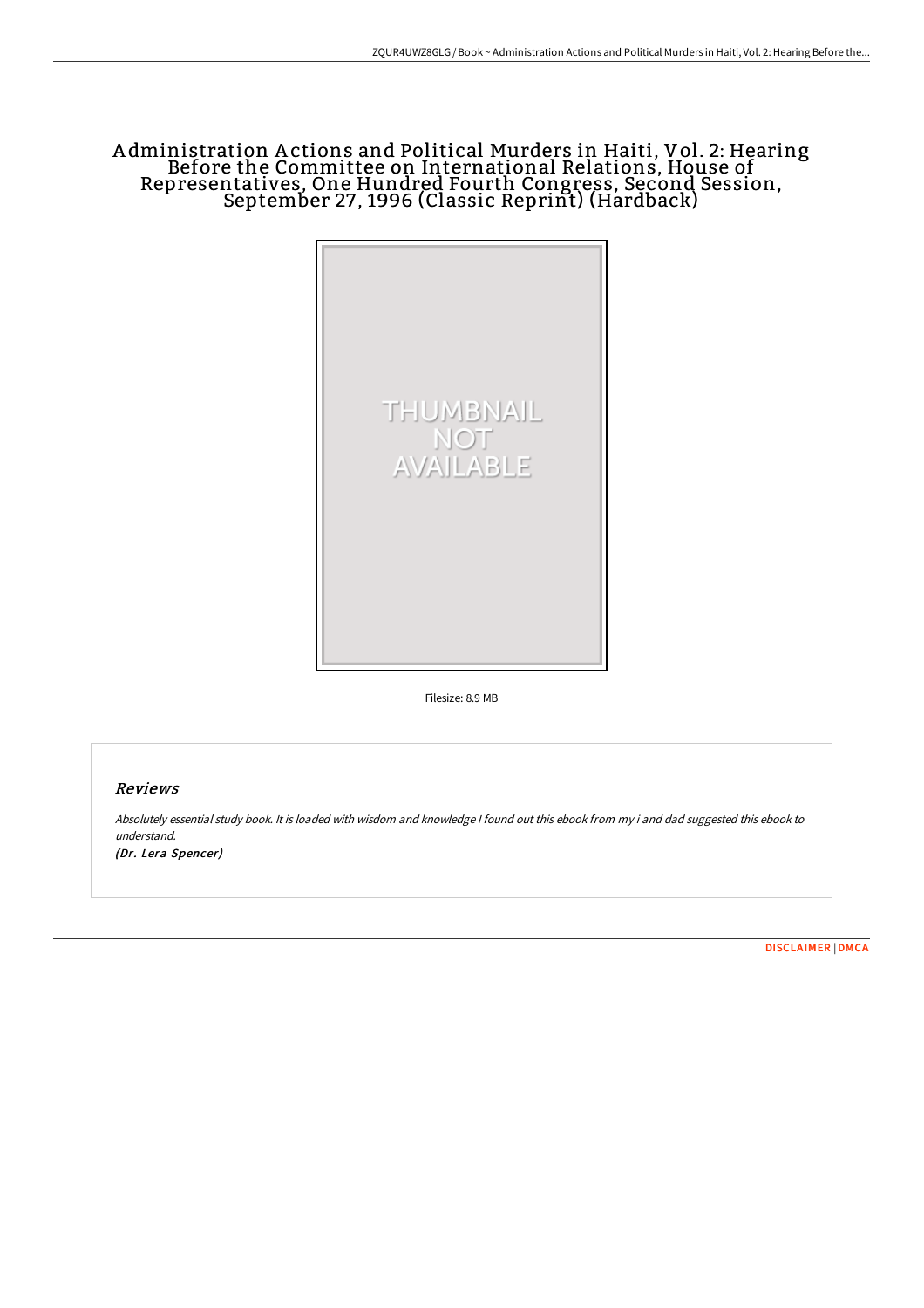# Administration Actions and Political Murders in Haiti, Vol. 2: Hearing Before the Committee on International Relations, House of Representatives, One Hundred Fourth Congress, Second Session, September 27, 1996 (Classic Reprint) (Hardback)

THUMBNAIL NOT AVAILABLE

Filesize: 8.9 MB

## Reviews

*Absolutely essential study book. It is loaded with wisdom and knowledge I found out this ebook from my i and dad suggested this ebook to understand.*

*(Dr. Lera Spencer)*

DISCLAIMER | DMCA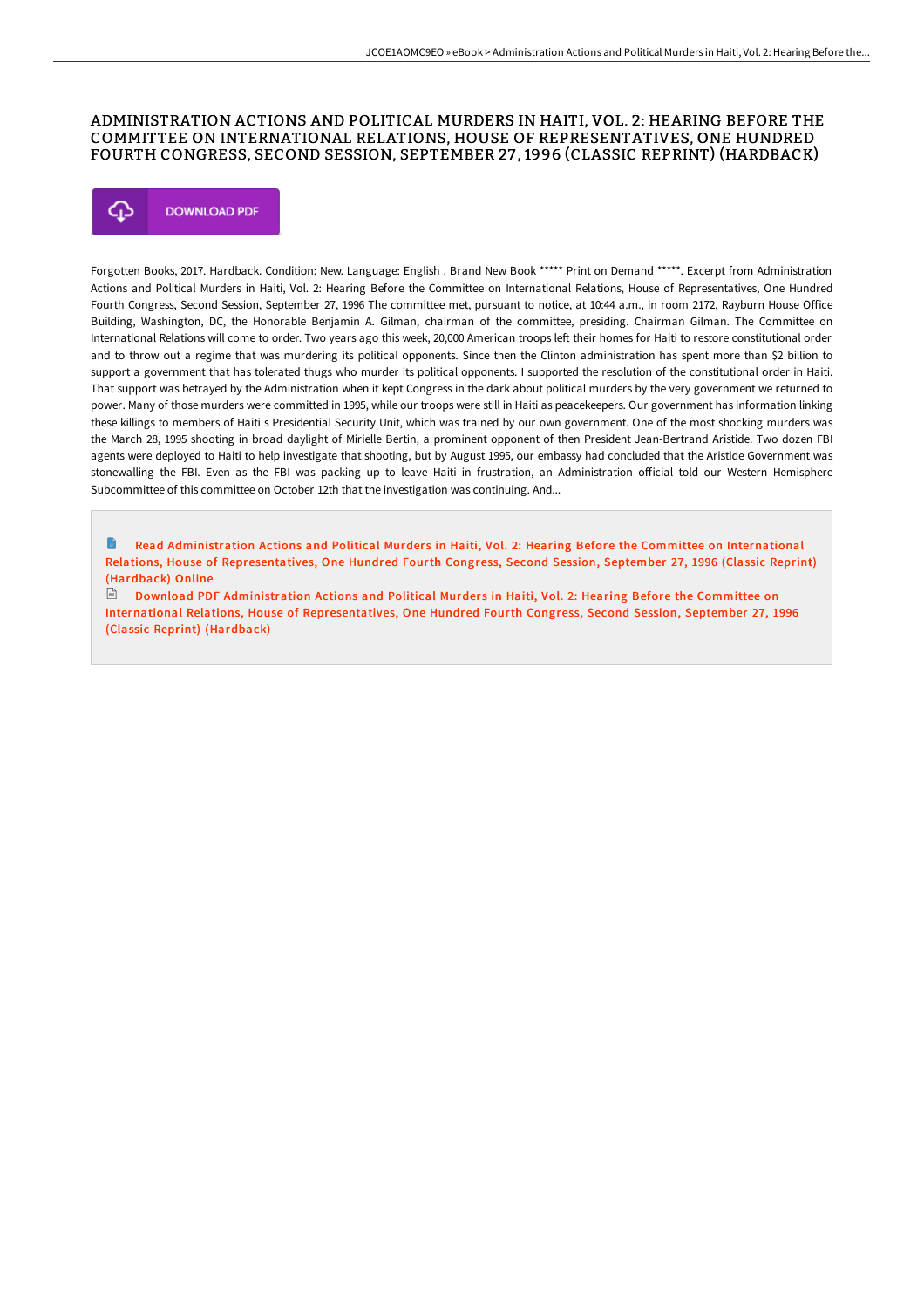# ADMINISTRATION ACTIONS AND POLITICAL MURDERS IN HAITI, VOL. 2: HEARING BEFORE THE COMMITTEE ON INTERNATIONAL RELATIONS, HOUSE OF REPRESENTATIVES, ONE HUNDRED FOURTH CONGRESS, SECOND SESSION, SEPTEMBER 27, 1996 (CLASSIC REPRINT) (HARDBACK)

DOWNLOAD PDF

Forgotten Books, 2017. Hardback. Condition: New. Language: English . Brand New Book ***** Print on Demand *****. Excerpt from Administration Actions and Political Murders in Haiti, Vol. 2: Hearing Before the Committee on International Relations, House of Representatives, One Hundred Fourth Congress, Second Session, September 27, 1996 The committee met, pursuant to notice, at 10:44 a.m., in room 2172, Rayburn House Office Building, Washington, DC, the Honorable Benjamin A. Gilman, chairman of the committee, presiding. Chairman Gilman. The Committee on International Relations will come to order. Two years ago this week, 20,000 American troops left their homes for Haiti to restore constitutional order and to throw out a regime that was murdering its political opponents. Since then the Clinton administration has spent more than $2 billion to support a government that has tolerated thugs who murder its political opponents. I supported the resolution of the constitutional order in Haiti. That support was betrayed by the Administration when it kept Congress in the dark about political murders by the very government we returned to power. Many of those murders were committed in 1995, while our troops were still in Haiti as peacekeepers. Our government has information linking these killings to members of Haiti s Presidential Security Unit, which was trained by our own government. One of the most shocking murders was the March 28, 1995 shooting in broad daylight of Mirielle Bertin, a prominent opponent of then President Jean-Bertrand Aristide. Two dozen FBI agents were deployed to Haiti to help investigate that shooting, but by August 1995, our embassy had concluded that the Aristide Government was stonewalling the FBI. Even as the FBI was packing up to leave Haiti in frustration, an Administration official told our Western Hemisphere Subcommittee of this committee on October 12th that the investigation was continuing. And...

Read Administration Actions and Political Murders in Haiti, Vol. 2: Hearing Before the Committee on International Relations, House of Representatives, One Hundred Fourth Congress, Second Session, September 27, 1996 (Classic Reprint) (Hardback) Online

Download PDF Administration Actions and Political Murders in Haiti, Vol. 2: Hearing Before the Committee on International Relations, House of Representatives, One Hundred Fourth Congress, Second Session, September 27, 1996 (Classic Reprint) (Hardback)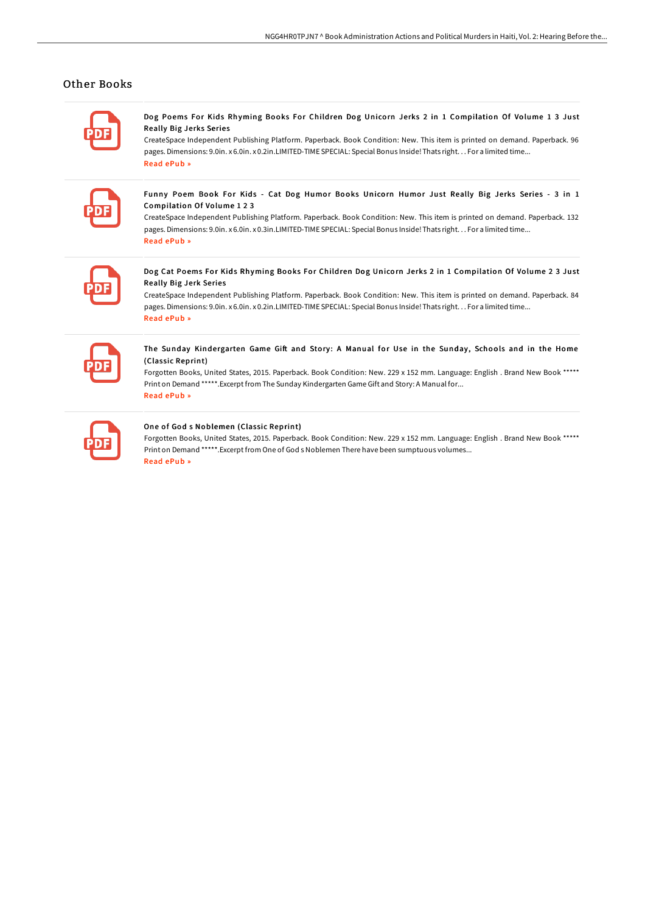## Other Books

**Dog Poems For Kids Rhyming Books For Children Dog Unicorn Jerks 2 in 1 Compilation Of Volume 1 3 Just Really Big Jerks Series**

CreateSpace Independent Publishing Platform. Paperback. Book Condition: New. This item is printed on demand. Paperback. 96 pages. Dimensions: 9.0in. x 6.0in. x 0.2in.LIMITED-TIME SPECIAL: Special Bonus Inside! Thats right. . . For a limited time...

Read ePub »

**Funny Poem Book For Kids - Cat Dog Humor Books Unicorn Humor Just Really Big Jerks Series - 3 in 1 Compilation Of Volume 1 2 3**

CreateSpace Independent Publishing Platform. Paperback. Book Condition: New. This item is printed on demand. Paperback. 132 pages. Dimensions: 9.0in. x 6.0in. x 0.3in.LIMITED-TIME SPECIAL: Special Bonus Inside! Thats right. . . For a limited time...

Read ePub »

**Dog Cat Poems For Kids Rhyming Books For Children Dog Unicorn Jerks 2 in 1 Compilation Of Volume 2 3 Just Really Big Jerk Series**

CreateSpace Independent Publishing Platform. Paperback. Book Condition: New. This item is printed on demand. Paperback. 84 pages. Dimensions: 9.0in. x 6.0in. x 0.2in.LIMITED-TIME SPECIAL: Special Bonus Inside! Thats right. . . For a limited time...

Read ePub »

**The Sunday Kindergarten Game Gift and Story: A Manual for Use in the Sunday, Schools and in the Home (Classic Reprint)**

Forgotten Books, United States, 2015. Paperback. Book Condition: New. 229 x 152 mm. Language: English . Brand New Book ***** Print on Demand *****.Excerpt from The Sunday Kindergarten Game Gift and Story: A Manual for...

Read ePub »

**One of God s Noblemen (Classic Reprint)**

Forgotten Books, United States, 2015. Paperback. Book Condition: New. 229 x 152 mm. Language: English . Brand New Book ***** Print on Demand *****.Excerpt from One of God s Noblemen There have been sumptuous volumes...

Read ePub »